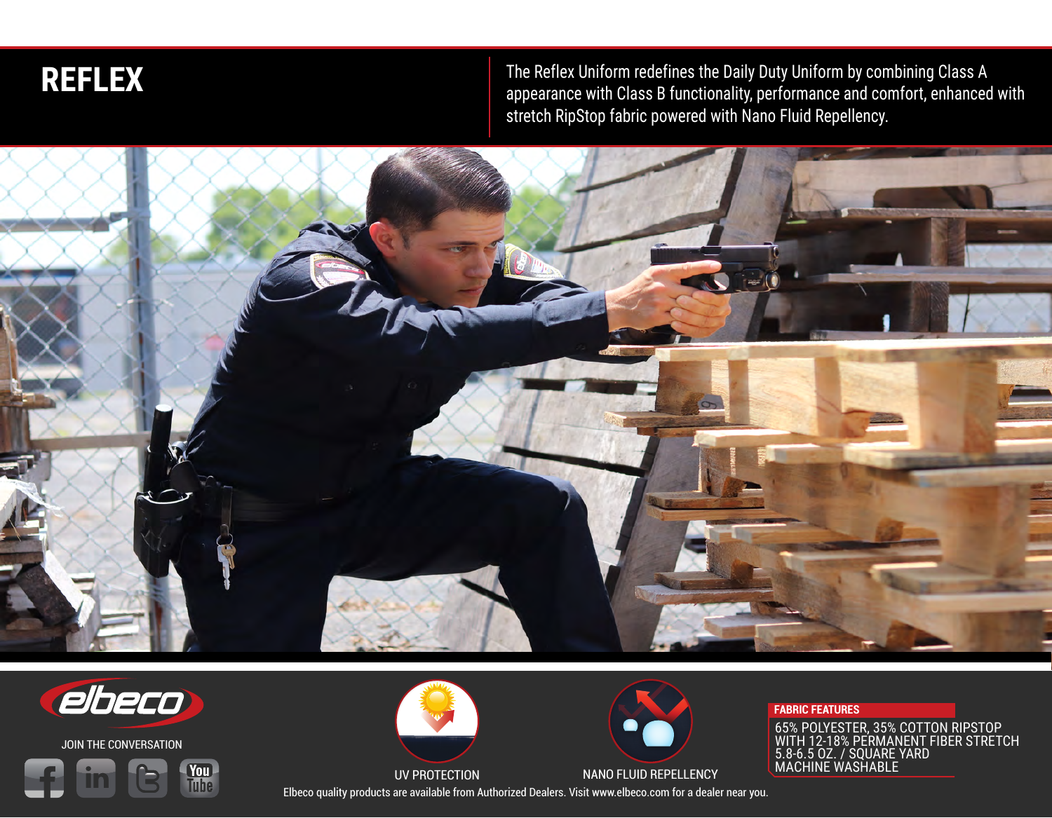# REFLEX

The Reflex Uniform redefines the Daily Duty Uniform by combining Class A appearance with Class B functionality, performance and comfort, enhanced with stretch RipStop fabric powered with Nano Fluid Repellency.

JOIN THE CONVERSATION

UV PROTECTION

NANO FLUID REPELLENCY

**FABRIC FEATURES**

65% POLYESTER, 35% COTTON RIPSTOP WITH 12-18% PERMANENT FIBER STRETCH
5.8-6.5 OZ. / SQUARE YARD
MACHINE WASHABLE

Elbeco quality products are available from Authorized Dealers. Visit www.elbeco.com for a dealer near you.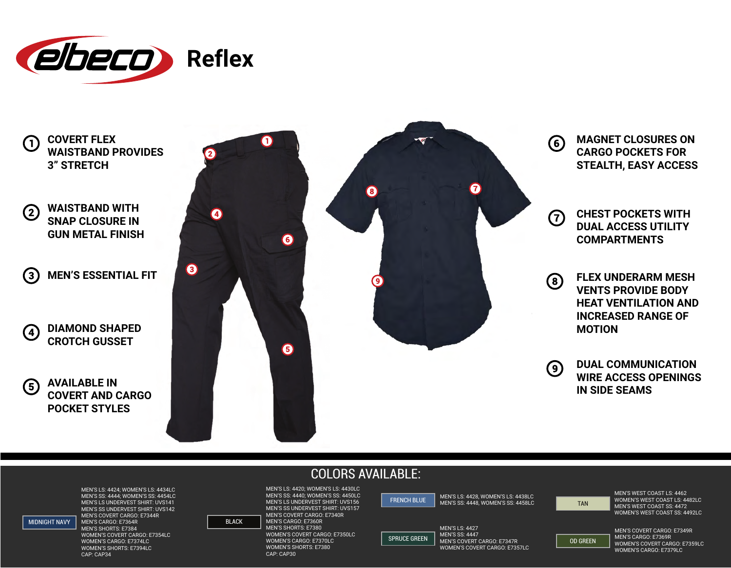# elbeco Reflex

1. COVERT FLEX WAISTBAND PROVIDES 3" STRETCH
2. WAISTBAND WITH SNAP CLOSURE IN GUN METAL FINISH
3. MEN'S ESSENTIAL FIT
4. DIAMOND SHAPED CROTCH GUSSET
5. AVAILABLE IN COVERT AND CARGO POCKET STYLES
6. MAGNET CLOSURES ON CARGO POCKETS FOR STEALTH, EASY ACCESS
7. CHEST POCKETS WITH DUAL ACCESS UTILITY COMPARTMENTS
8. FLEX UNDERARM MESH VENTS PROVIDE BODY HEAT VENTILATION AND INCREASED RANGE OF MOTION
9. DUAL COMMUNICATION WIRE ACCESS OPENINGS IN SIDE SEAMS

## COLORS AVAILABLE:

**MIDNIGHT NAVY**
MEN'S LS: 4424; WOMEN'S LS: 4434LC
MEN'S SS: 4444; WOMEN'S SS: 4454LC
MEN'S LS UNDERVEST SHIRT: UVS141
MEN'S SS UNDERVEST SHIRT: UVS142
MEN'S COVERT CARGO: E7344R
MEN'S CARGO: E7364R
MEN'S SHORTS: E7384
WOMEN'S COVERT CARGO: E7354LC
WOMEN'S CARGO: E7374LC
WOMEN'S SHORTS: E7394LC
CAP: CAP34

**BLACK**
MEN'S LS: 4420; WOMEN'S LS: 4430LC
MEN'S SS: 4440; WOMEN'S SS: 4450LC
MEN'S LS UNDERVEST SHIRT: UVS156
MEN'S SS UNDERVEST SHIRT: UVS157
MEN'S COVERT CARGO: E7340R
MEN'S CARGO: E7360R
MEN'S SHORTS: E7380
WOMEN'S COVERT CARGO: E7350LC
WOMEN'S CARGO: E7370LC
WOMEN'S SHORTS: E7380
CAP: CAP30

**FRENCH BLUE**
MEN'S LS: 4428, WOMEN'S LS: 4438LC
MEN'S SS: 4448, WOMEN'S SS: 4458LC

**SPRUCE GREEN**
MEN'S LS: 4427
MEN'S SS: 4447
MEN'S COVERT CARGO: E7347R
WOMEN'S COVERT CARGO: E7357LC

**TAN**
MEN'S WEST COAST LS: 4462
WOMEN'S WEST COAST LS: 4482LC
MEN'S WEST COAST SS: 4472
WOMEN'S WEST COAST SS: 4492LC

**OD GREEN**
MEN'S COVERT CARGO: E7349R
MEN'S CARGO: E7369R
WOMEN'S COVERT CARGO: E7359LC
WOMEN'S CARGO: E7379LC